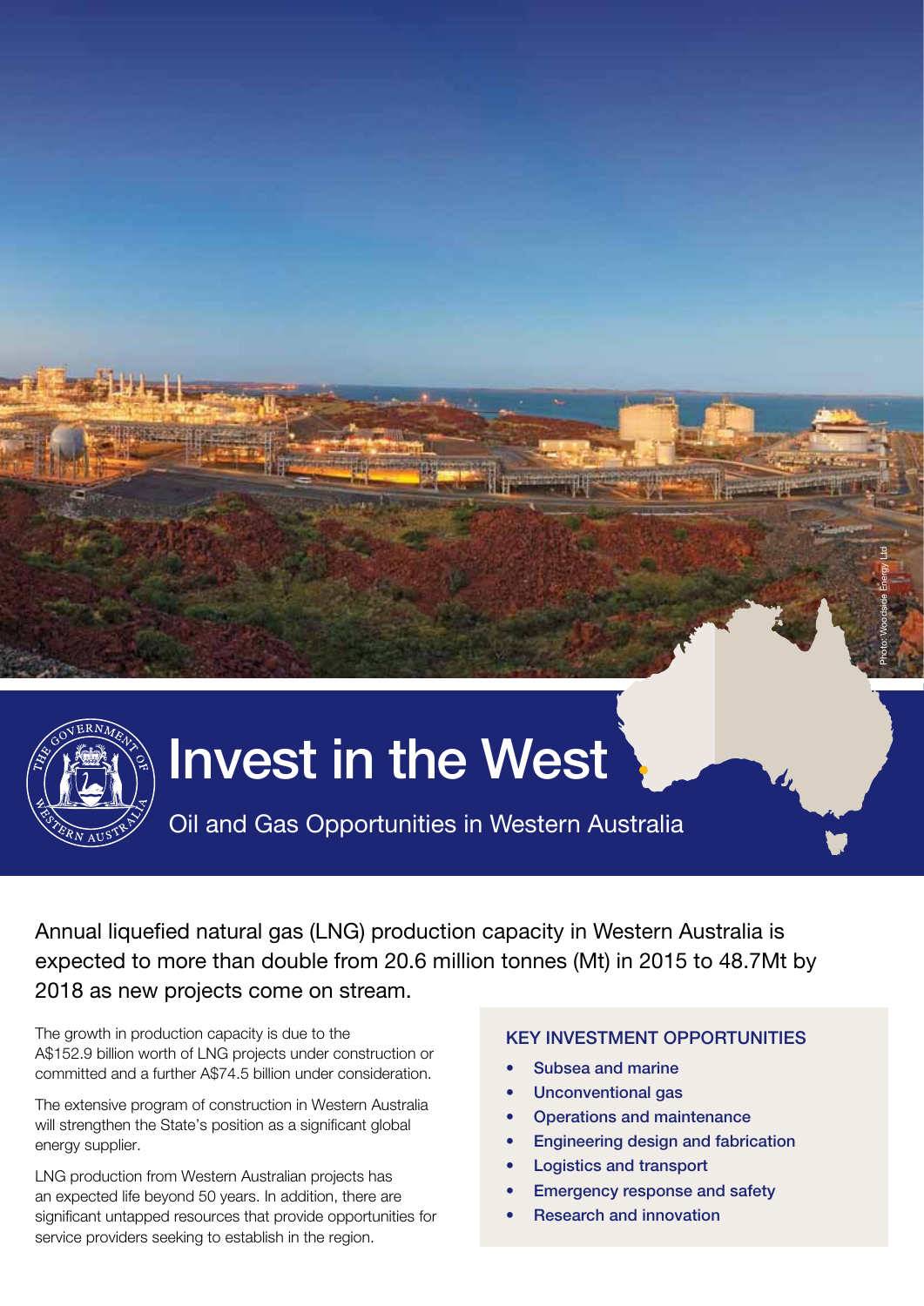# Invest in the West

## Oil and Gas Opportunities in Western Australia

Annual liquefied natural gas (LNG) production capacity in Western Australia is expected to more than double from 20.6 million tonnes (Mt) in 2015 to 48.7Mt by 2018 as new projects come on stream.

The growth in production capacity is due to the A$152.9 billion worth of LNG projects under construction or committed and a further A$74.5 billion under consideration.

The extensive program of construction in Western Australia will strengthen the State's position as a significant global energy supplier.

LNG production from Western Australian projects has an expected life beyond 50 years. In addition, there are significant untapped resources that provide opportunities for service providers seeking to establish in the region.

### KEY INVESTMENT OPPORTUNITIES

- Subsea and marine
- Unconventional gas
- Operations and maintenance
- Engineering design and fabrication
- Logistics and transport
- Emergency response and safety
- Research and innovation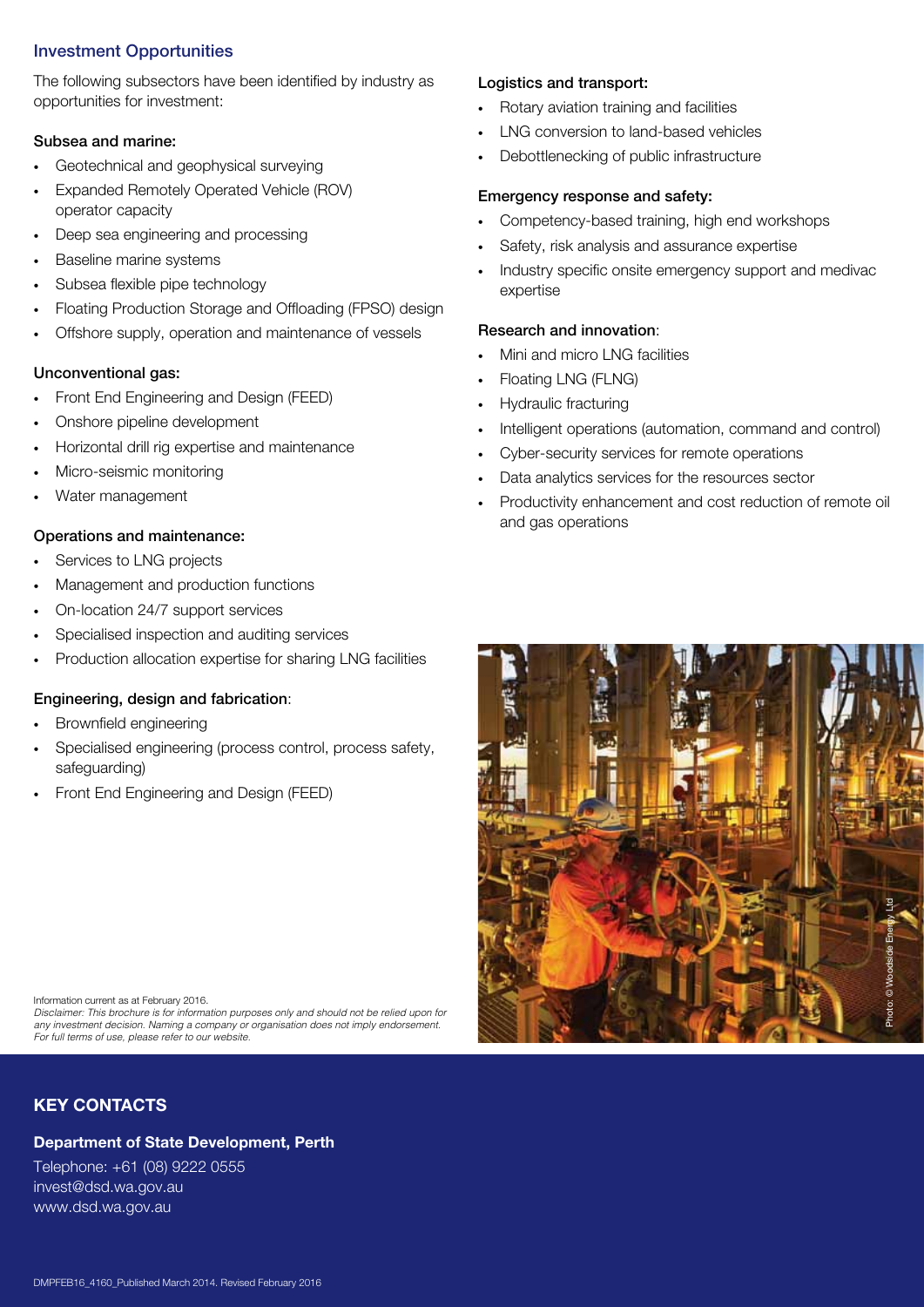## Investment Opportunities

The following subsectors have been identified by industry as opportunities for investment:

**Subsea and marine:**

- Geotechnical and geophysical surveying
- Expanded Remotely Operated Vehicle (ROV) operator capacity
- Deep sea engineering and processing
- Baseline marine systems
- Subsea flexible pipe technology
- Floating Production Storage and Offloading (FPSO) design
- Offshore supply, operation and maintenance of vessels

**Unconventional gas:**

- Front End Engineering and Design (FEED)
- Onshore pipeline development
- Horizontal drill rig expertise and maintenance
- Micro-seismic monitoring
- Water management

**Operations and maintenance:**

- Services to LNG projects
- Management and production functions
- On-location 24/7 support services
- Specialised inspection and auditing services
- Production allocation expertise for sharing LNG facilities

**Engineering, design and fabrication**:

- Brownfield engineering
- Specialised engineering (process control, process safety, safeguarding)
- Front End Engineering and Design (FEED)

**Logistics and transport:**

- Rotary aviation training and facilities
- LNG conversion to land-based vehicles
- Debottlenecking of public infrastructure

**Emergency response and safety:**

- Competency-based training, high end workshops
- Safety, risk analysis and assurance expertise
- Industry specific onsite emergency support and medivac expertise

**Research and innovation**:

- Mini and micro LNG facilities
- Floating LNG (FLNG)
- Hydraulic fracturing
- Intelligent operations (automation, command and control)
- Cyber-security services for remote operations
- Data analytics services for the resources sector
- Productivity enhancement and cost reduction of remote oil and gas operations

Photo: © Woodside Energy Ltd

Information current as at February 2016.

*Disclaimer: This brochure is for information purposes only and should not be relied upon for any investment decision. Naming a company or organisation does not imply endorsement. For full terms of use, please refer to our website.*

## KEY CONTACTS

**Department of State Development, Perth**

Telephone: +61 (08) 9222 0555
invest@dsd.wa.gov.au
www.dsd.wa.gov.au

DMPFEB16_4160_Published March 2014. Revised February 2016